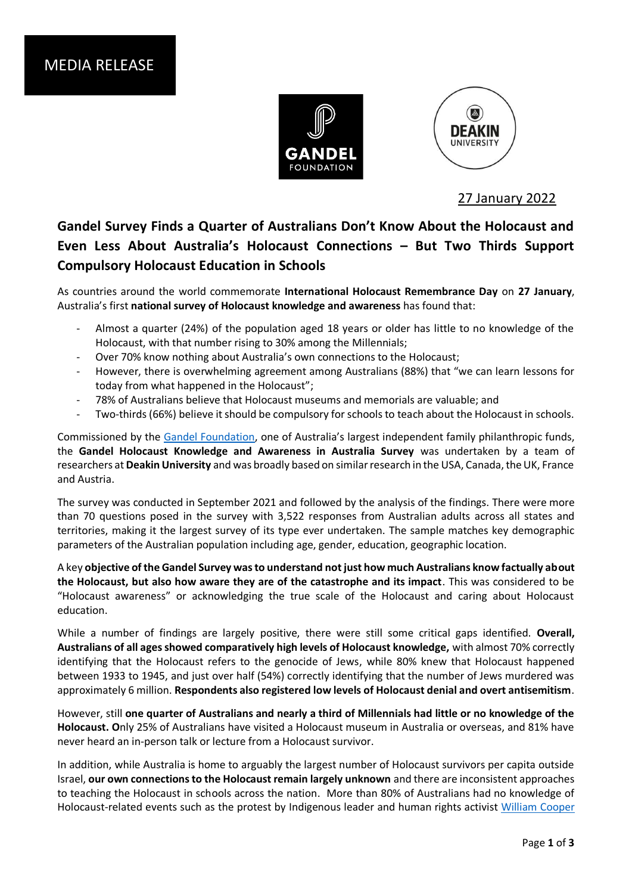MEDIA RELEASE

27 January 2022

# Gandel Survey Finds a Quarter of Australians Don't Know About the Holocaust and Even Less About Australia's Holocaust Connections – But Two Thirds Support Compulsory Holocaust Education in Schools

As countries around the world commemorate **International Holocaust Remembrance Day** on **27 January**, Australia's first **national survey of Holocaust knowledge and awareness** has found that:

- Almost a quarter (24%) of the population aged 18 years or older has little to no knowledge of the Holocaust, with that number rising to 30% among the Millennials;
- Over 70% know nothing about Australia's own connections to the Holocaust;
- However, there is overwhelming agreement among Australians (88%) that "we can learn lessons for today from what happened in the Holocaust";
- 78% of Australians believe that Holocaust museums and memorials are valuable; and
- Two-thirds (66%) believe it should be compulsory for schools to teach about the Holocaust in schools.

Commissioned by the Gandel Foundation, one of Australia's largest independent family philanthropic funds, the **Gandel Holocaust Knowledge and Awareness in Australia Survey** was undertaken by a team of researchers at **Deakin University** and was broadly based on similar research in the USA, Canada, the UK, France and Austria.

The survey was conducted in September 2021 and followed by the analysis of the findings. There were more than 70 questions posed in the survey with 3,522 responses from Australian adults across all states and territories, making it the largest survey of its type ever undertaken. The sample matches key demographic parameters of the Australian population including age, gender, education, geographic location.

A key **objective of the Gandel Survey was to understand not just how much Australians know factually about the Holocaust, but also how aware they are of the catastrophe and its impact**. This was considered to be "Holocaust awareness" or acknowledging the true scale of the Holocaust and caring about Holocaust education.

While a number of findings are largely positive, there were still some critical gaps identified. **Overall, Australians of all ages showed comparatively high levels of Holocaust knowledge,** with almost 70% correctly identifying that the Holocaust refers to the genocide of Jews, while 80% knew that Holocaust happened between 1933 to 1945, and just over half (54%) correctly identifying that the number of Jews murdered was approximately 6 million. **Respondents also registered low levels of Holocaust denial and overt antisemitism**.

However, still **one quarter of Australians and nearly a third of Millennials had little or no knowledge of the Holocaust. O**nly 25% of Australians have visited a Holocaust museum in Australia or overseas, and 81% have never heard an in-person talk or lecture from a Holocaust survivor.

In addition, while Australia is home to arguably the largest number of Holocaust survivors per capita outside Israel, **our own connections to the Holocaust remain largely unknown** and there are inconsistent approaches to teaching the Holocaust in schools across the nation. More than 80% of Australians had no knowledge of Holocaust-related events such as the protest by Indigenous leader and human rights activist William Cooper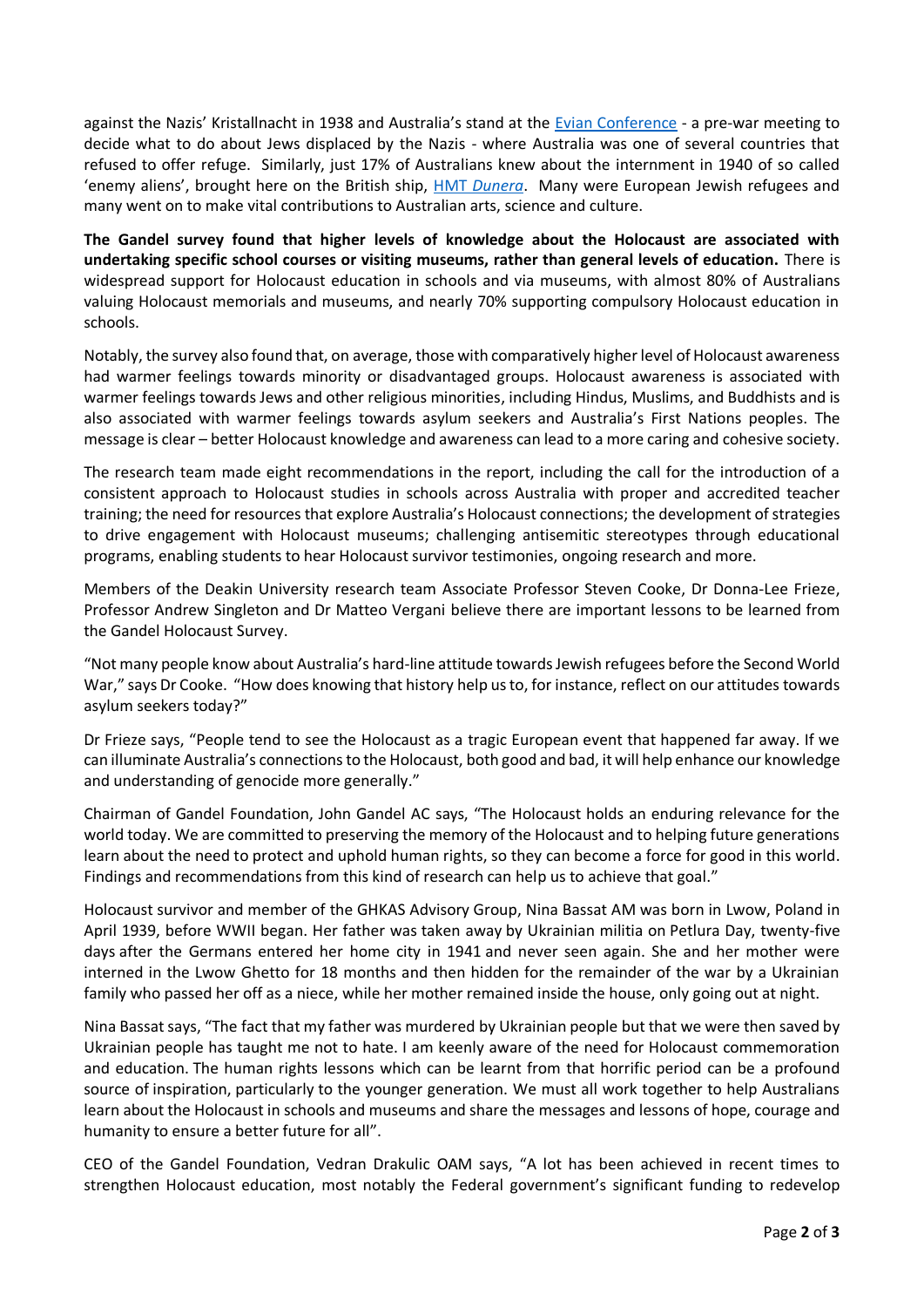against the Nazis' Kristallnacht in 1938 and Australia's stand at the [Evian Conference](#) - a pre-war meeting to decide what to do about Jews displaced by the Nazis - where Australia was one of several countries that refused to offer refuge. Similarly, just 17% of Australians knew about the internment in 1940 of so called 'enemy aliens', brought here on the British ship, [HMT *Dunera*](#). Many were European Jewish refugees and many went on to make vital contributions to Australian arts, science and culture.

**The Gandel survey found that higher levels of knowledge about the Holocaust are associated with undertaking specific school courses or visiting museums, rather than general levels of education.** There is widespread support for Holocaust education in schools and via museums, with almost 80% of Australians valuing Holocaust memorials and museums, and nearly 70% supporting compulsory Holocaust education in schools.

Notably, the survey also found that, on average, those with comparatively higher level of Holocaust awareness had warmer feelings towards minority or disadvantaged groups. Holocaust awareness is associated with warmer feelings towards Jews and other religious minorities, including Hindus, Muslims, and Buddhists and is also associated with warmer feelings towards asylum seekers and Australia's First Nations peoples. The message is clear – better Holocaust knowledge and awareness can lead to a more caring and cohesive society.

The research team made eight recommendations in the report, including the call for the introduction of a consistent approach to Holocaust studies in schools across Australia with proper and accredited teacher training; the need for resources that explore Australia's Holocaust connections; the development of strategies to drive engagement with Holocaust museums; challenging antisemitic stereotypes through educational programs, enabling students to hear Holocaust survivor testimonies, ongoing research and more.

Members of the Deakin University research team Associate Professor Steven Cooke, Dr Donna-Lee Frieze, Professor Andrew Singleton and Dr Matteo Vergani believe there are important lessons to be learned from the Gandel Holocaust Survey.

"Not many people know about Australia's hard-line attitude towards Jewish refugees before the Second World War," says Dr Cooke. "How does knowing that history help us to, for instance, reflect on our attitudes towards asylum seekers today?"

Dr Frieze says, "People tend to see the Holocaust as a tragic European event that happened far away. If we can illuminate Australia's connections to the Holocaust, both good and bad, it will help enhance our knowledge and understanding of genocide more generally."

Chairman of Gandel Foundation, John Gandel AC says, "The Holocaust holds an enduring relevance for the world today. We are committed to preserving the memory of the Holocaust and to helping future generations learn about the need to protect and uphold human rights, so they can become a force for good in this world. Findings and recommendations from this kind of research can help us to achieve that goal."

Holocaust survivor and member of the GHKAS Advisory Group, Nina Bassat AM was born in Lwow, Poland in April 1939, before WWII began. Her father was taken away by Ukrainian militia on Petlura Day, twenty-five days after the Germans entered her home city in 1941 and never seen again. She and her mother were interned in the Lwow Ghetto for 18 months and then hidden for the remainder of the war by a Ukrainian family who passed her off as a niece, while her mother remained inside the house, only going out at night.

Nina Bassat says, "The fact that my father was murdered by Ukrainian people but that we were then saved by Ukrainian people has taught me not to hate. I am keenly aware of the need for Holocaust commemoration and education. The human rights lessons which can be learnt from that horrific period can be a profound source of inspiration, particularly to the younger generation. We must all work together to help Australians learn about the Holocaust in schools and museums and share the messages and lessons of hope, courage and humanity to ensure a better future for all".

CEO of the Gandel Foundation, Vedran Drakulic OAM says, "A lot has been achieved in recent times to strengthen Holocaust education, most notably the Federal government's significant funding to redevelop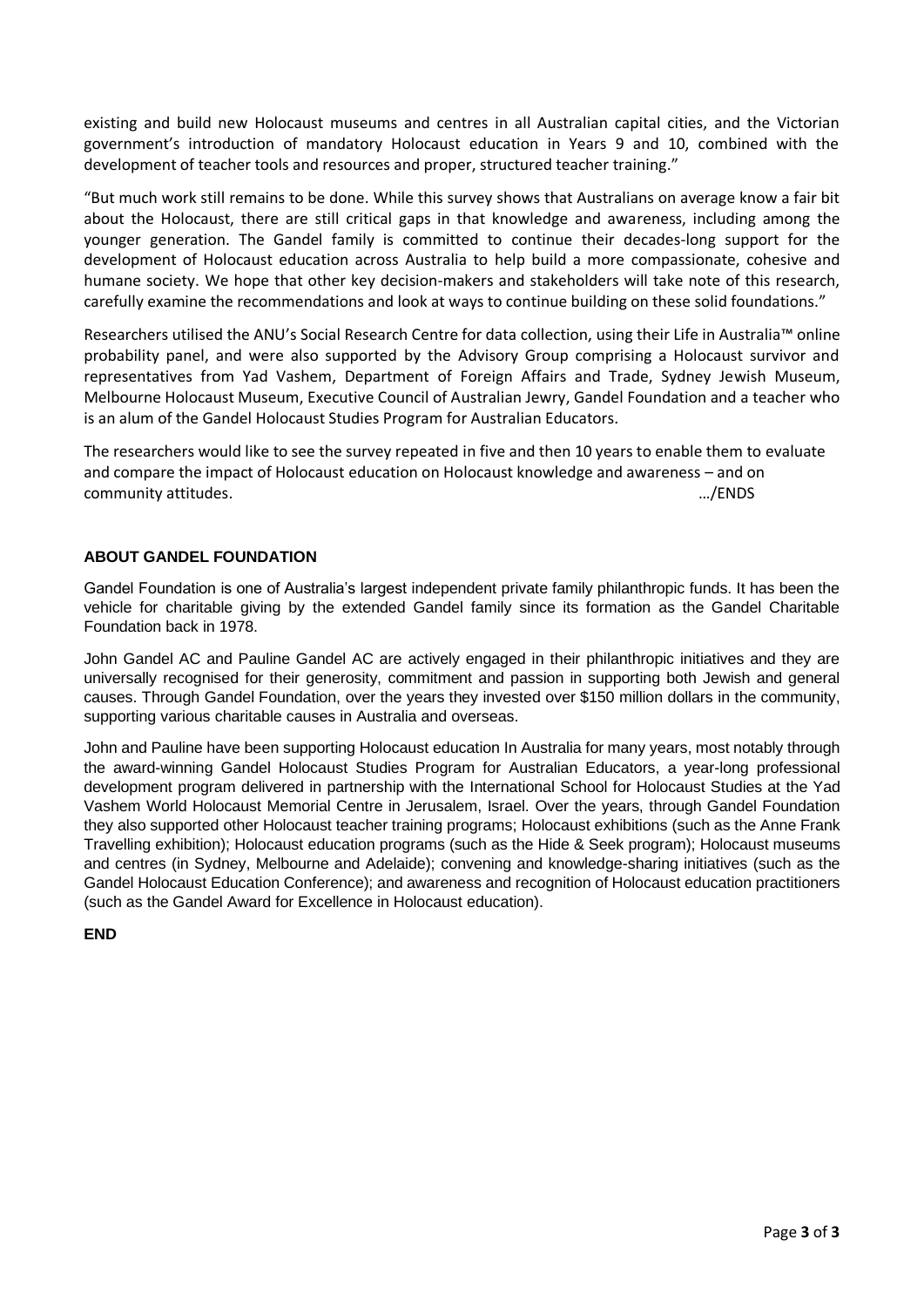existing and build new Holocaust museums and centres in all Australian capital cities, and the Victorian government's introduction of mandatory Holocaust education in Years 9 and 10, combined with the development of teacher tools and resources and proper, structured teacher training."

"But much work still remains to be done. While this survey shows that Australians on average know a fair bit about the Holocaust, there are still critical gaps in that knowledge and awareness, including among the younger generation. The Gandel family is committed to continue their decades-long support for the development of Holocaust education across Australia to help build a more compassionate, cohesive and humane society. We hope that other key decision-makers and stakeholders will take note of this research, carefully examine the recommendations and look at ways to continue building on these solid foundations."

Researchers utilised the ANU's Social Research Centre for data collection, using their Life in Australia™ online probability panel, and were also supported by the Advisory Group comprising a Holocaust survivor and representatives from Yad Vashem, Department of Foreign Affairs and Trade, Sydney Jewish Museum, Melbourne Holocaust Museum, Executive Council of Australian Jewry, Gandel Foundation and a teacher who is an alum of the Gandel Holocaust Studies Program for Australian Educators.

The researchers would like to see the survey repeated in five and then 10 years to enable them to evaluate and compare the impact of Holocaust education on Holocaust knowledge and awareness – and on community attitudes. …/ENDS

**ABOUT GANDEL FOUNDATION**

Gandel Foundation is one of Australia's largest independent private family philanthropic funds. It has been the vehicle for charitable giving by the extended Gandel family since its formation as the Gandel Charitable Foundation back in 1978.

John Gandel AC and Pauline Gandel AC are actively engaged in their philanthropic initiatives and they are universally recognised for their generosity, commitment and passion in supporting both Jewish and general causes. Through Gandel Foundation, over the years they invested over $150 million dollars in the community, supporting various charitable causes in Australia and overseas.

John and Pauline have been supporting Holocaust education In Australia for many years, most notably through the award-winning Gandel Holocaust Studies Program for Australian Educators, a year-long professional development program delivered in partnership with the International School for Holocaust Studies at the Yad Vashem World Holocaust Memorial Centre in Jerusalem, Israel. Over the years, through Gandel Foundation they also supported other Holocaust teacher training programs; Holocaust exhibitions (such as the Anne Frank Travelling exhibition); Holocaust education programs (such as the Hide & Seek program); Holocaust museums and centres (in Sydney, Melbourne and Adelaide); convening and knowledge-sharing initiatives (such as the Gandel Holocaust Education Conference); and awareness and recognition of Holocaust education practitioners (such as the Gandel Award for Excellence in Holocaust education).

**END**